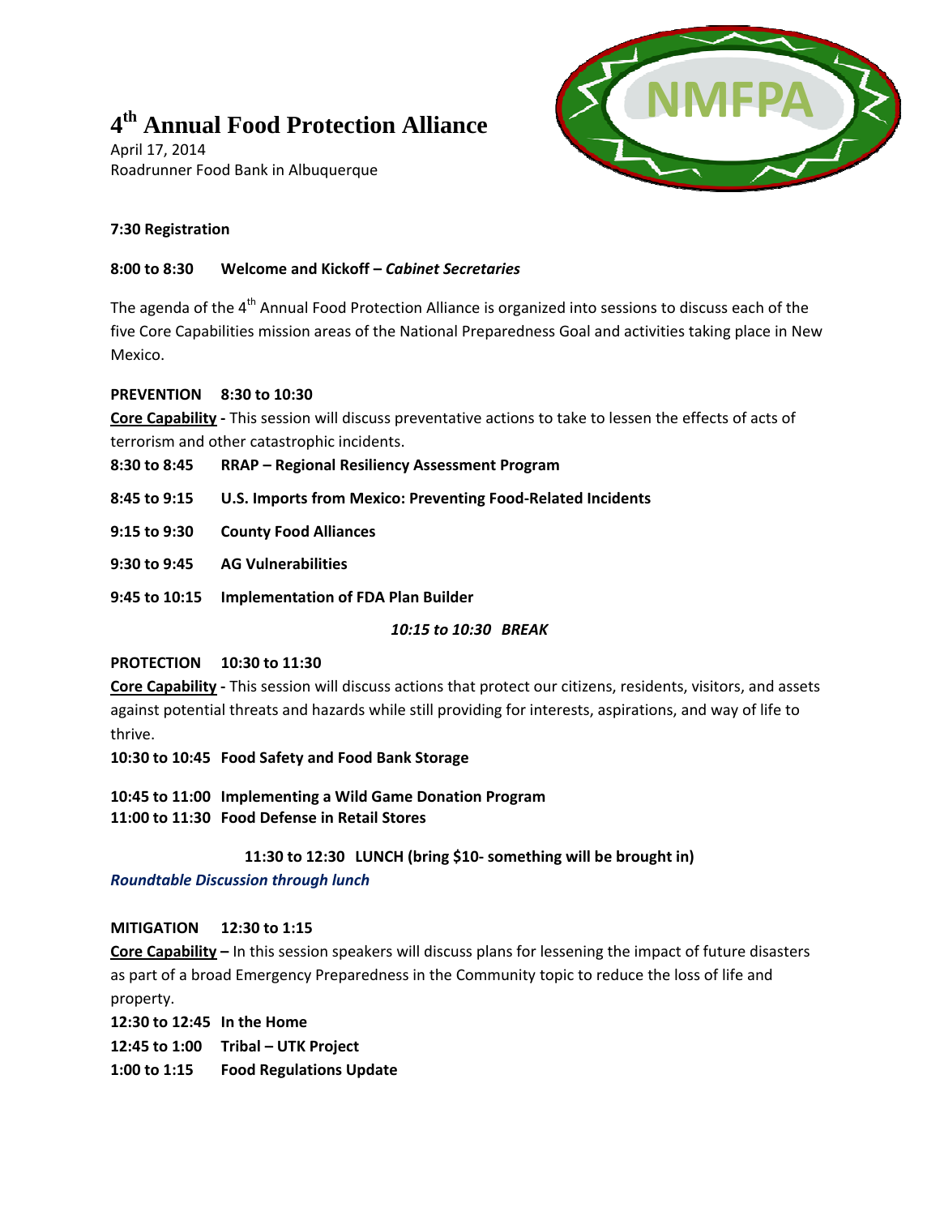# 4th Annual Food Protection Alliance

April 17, 2014
Roadrunner Food Bank in Albuquerque

NMFPA

**7:30 Registration**

**8:00 to 8:30 Welcome and Kickoff – *Cabinet Secretaries***

The agenda of the 4th Annual Food Protection Alliance is organized into sessions to discuss each of the five Core Capabilities mission areas of the National Preparedness Goal and activities taking place in New Mexico.

**PREVENTION 8:30 to 10:30**

**Core Capability -** This session will discuss preventative actions to take to lessen the effects of acts of terrorism and other catastrophic incidents.

**8:30 to 8:45 RRAP – Regional Resiliency Assessment Program**

**8:45 to 9:15 U.S. Imports from Mexico: Preventing Food-Related Incidents**

**9:15 to 9:30 County Food Alliances**

**9:30 to 9:45 AG Vulnerabilities**

**9:45 to 10:15 Implementation of FDA Plan Builder**

***10:15 to 10:30 BREAK***

**PROTECTION 10:30 to 11:30**

**Core Capability -** This session will discuss actions that protect our citizens, residents, visitors, and assets against potential threats and hazards while still providing for interests, aspirations, and way of life to thrive.

**10:30 to 10:45 Food Safety and Food Bank Storage**

**10:45 to 11:00 Implementing a Wild Game Donation Program**

**11:00 to 11:30 Food Defense in Retail Stores**

**11:30 to 12:30 LUNCH (bring $10- something will be brought in)**

***Roundtable Discussion through lunch***

**MITIGATION 12:30 to 1:15**

**Core Capability –** In this session speakers will discuss plans for lessening the impact of future disasters as part of a broad Emergency Preparedness in the Community topic to reduce the loss of life and property.

**12:30 to 12:45 In the Home**

**12:45 to 1:00 Tribal – UTK Project**

**1:00 to 1:15 Food Regulations Update**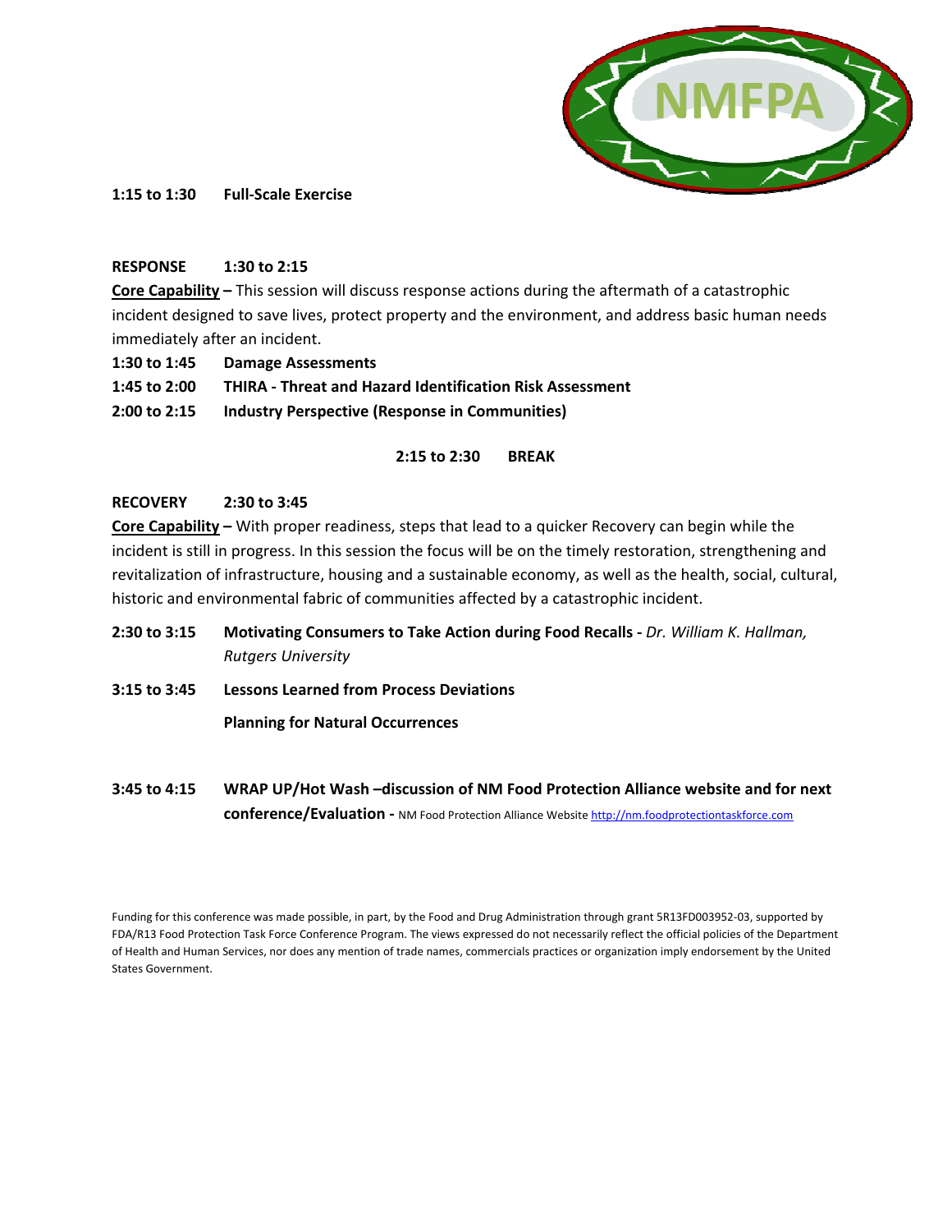NMFPA

**1:15 to 1:30 Full-Scale Exercise**

**RESPONSE 1:30 to 2:15**

**Core Capability –** This session will discuss response actions during the aftermath of a catastrophic incident designed to save lives, protect property and the environment, and address basic human needs immediately after an incident.

**1:30 to 1:45 Damage Assessments**

**1:45 to 2:00 THIRA - Threat and Hazard Identification Risk Assessment**

**2:00 to 2:15 Industry Perspective (Response in Communities)**

**2:15 to 2:30 BREAK**

**RECOVERY 2:30 to 3:45**

**Core Capability –** With proper readiness, steps that lead to a quicker Recovery can begin while the incident is still in progress. In this session the focus will be on the timely restoration, strengthening and revitalization of infrastructure, housing and a sustainable economy, as well as the health, social, cultural, historic and environmental fabric of communities affected by a catastrophic incident.

**2:30 to 3:15 Motivating Consumers to Take Action during Food Recalls -** *Dr. William K. Hallman, Rutgers University*

**3:15 to 3:45 Lessons Learned from Process Deviations**

**Planning for Natural Occurrences**

**3:45 to 4:15 WRAP UP/Hot Wash –discussion of NM Food Protection Alliance website and for next conference/Evaluation -** NM Food Protection Alliance Website http://nm.foodprotectiontaskforce.com

Funding for this conference was made possible, in part, by the Food and Drug Administration through grant 5R13FD003952-03, supported by FDA/R13 Food Protection Task Force Conference Program. The views expressed do not necessarily reflect the official policies of the Department of Health and Human Services, nor does any mention of trade names, commercials practices or organization imply endorsement by the United States Government.